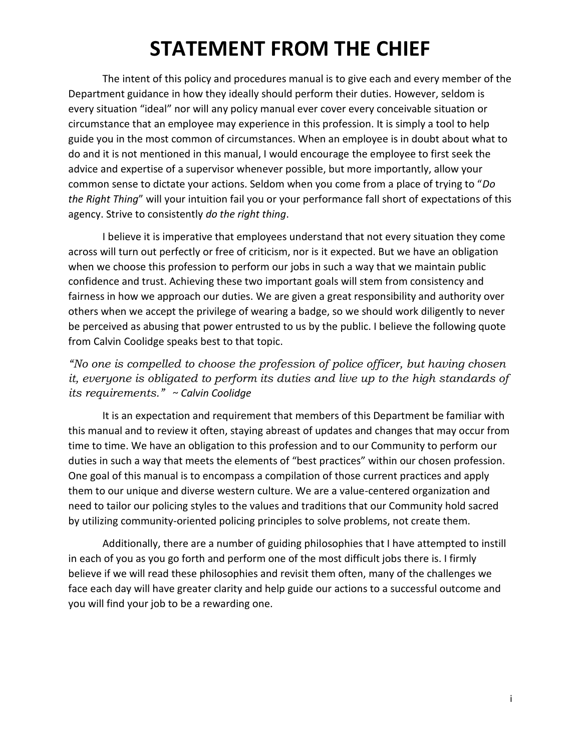# STATEMENT FROM THE CHIEF

The intent of this policy and procedures manual is to give each and every member of the Department guidance in how they ideally should perform their duties. However, seldom is every situation "ideal" nor will any policy manual ever cover every conceivable situation or circumstance that an employee may experience in this profession. It is simply a tool to help guide you in the most common of circumstances. When an employee is in doubt about what to do and it is not mentioned in this manual, I would encourage the employee to first seek the advice and expertise of a supervisor whenever possible, but more importantly, allow your common sense to dictate your actions. Seldom when you come from a place of trying to "*Do the Right Thing*" will your intuition fail you or your performance fall short of expectations of this agency. Strive to consistently *do the right thing*.

I believe it is imperative that employees understand that not every situation they come across will turn out perfectly or free of criticism, nor is it expected. But we have an obligation when we choose this profession to perform our jobs in such a way that we maintain public confidence and trust. Achieving these two important goals will stem from consistency and fairness in how we approach our duties. We are given a great responsibility and authority over others when we accept the privilege of wearing a badge, so we should work diligently to never be perceived as abusing that power entrusted to us by the public. I believe the following quote from Calvin Coolidge speaks best to that topic.

*"No one is compelled to choose the profession of police officer, but having chosen it, everyone is obligated to perform its duties and live up to the high standards of its requirements." ~ Calvin Coolidge*

It is an expectation and requirement that members of this Department be familiar with this manual and to review it often, staying abreast of updates and changes that may occur from time to time. We have an obligation to this profession and to our Community to perform our duties in such a way that meets the elements of "best practices" within our chosen profession. One goal of this manual is to encompass a compilation of those current practices and apply them to our unique and diverse western culture. We are a value-centered organization and need to tailor our policing styles to the values and traditions that our Community hold sacred by utilizing community-oriented policing principles to solve problems, not create them.

Additionally, there are a number of guiding philosophies that I have attempted to instill in each of you as you go forth and perform one of the most difficult jobs there is. I firmly believe if we will read these philosophies and revisit them often, many of the challenges we face each day will have greater clarity and help guide our actions to a successful outcome and you will find your job to be a rewarding one.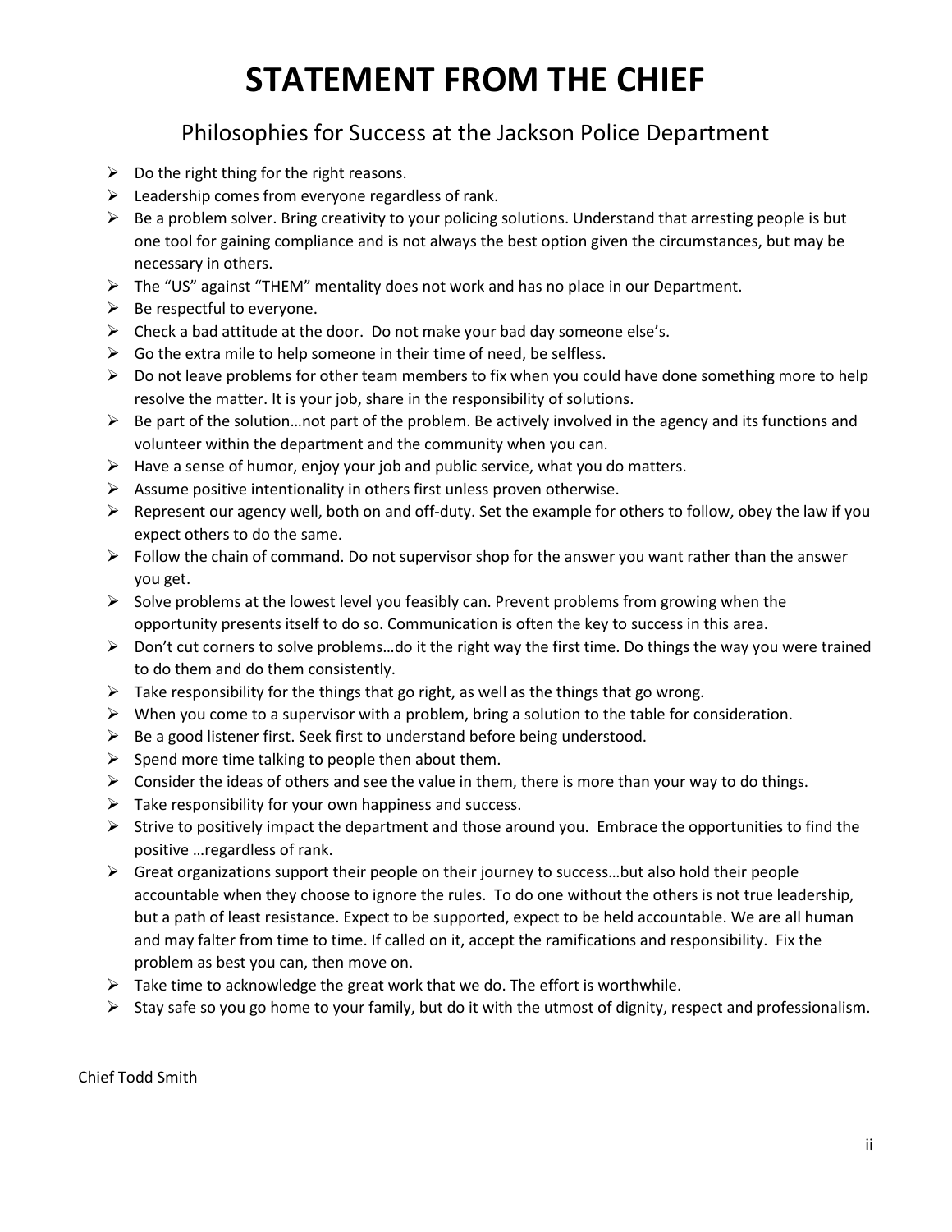# STATEMENT FROM THE CHIEF

## Philosophies for Success at the Jackson Police Department

- Do the right thing for the right reasons.
- Leadership comes from everyone regardless of rank.
- Be a problem solver. Bring creativity to your policing solutions. Understand that arresting people is but one tool for gaining compliance and is not always the best option given the circumstances, but may be necessary in others.
- The "US" against "THEM" mentality does not work and has no place in our Department.
- Be respectful to everyone.
- Check a bad attitude at the door. Do not make your bad day someone else's.
- Go the extra mile to help someone in their time of need, be selfless.
- Do not leave problems for other team members to fix when you could have done something more to help resolve the matter. It is your job, share in the responsibility of solutions.
- Be part of the solution…not part of the problem. Be actively involved in the agency and its functions and volunteer within the department and the community when you can.
- Have a sense of humor, enjoy your job and public service, what you do matters.
- Assume positive intentionality in others first unless proven otherwise.
- Represent our agency well, both on and off-duty. Set the example for others to follow, obey the law if you expect others to do the same.
- Follow the chain of command. Do not supervisor shop for the answer you want rather than the answer you get.
- Solve problems at the lowest level you feasibly can. Prevent problems from growing when the opportunity presents itself to do so. Communication is often the key to success in this area.
- Don't cut corners to solve problems…do it the right way the first time. Do things the way you were trained to do them and do them consistently.
- Take responsibility for the things that go right, as well as the things that go wrong.
- When you come to a supervisor with a problem, bring a solution to the table for consideration.
- Be a good listener first. Seek first to understand before being understood.
- Spend more time talking to people then about them.
- Consider the ideas of others and see the value in them, there is more than your way to do things.
- Take responsibility for your own happiness and success.
- Strive to positively impact the department and those around you. Embrace the opportunities to find the positive …regardless of rank.
- Great organizations support their people on their journey to success…but also hold their people accountable when they choose to ignore the rules. To do one without the others is not true leadership, but a path of least resistance. Expect to be supported, expect to be held accountable. We are all human and may falter from time to time. If called on it, accept the ramifications and responsibility. Fix the problem as best you can, then move on.
- Take time to acknowledge the great work that we do. The effort is worthwhile.
- Stay safe so you go home to your family, but do it with the utmost of dignity, respect and professionalism.

Chief Todd Smith